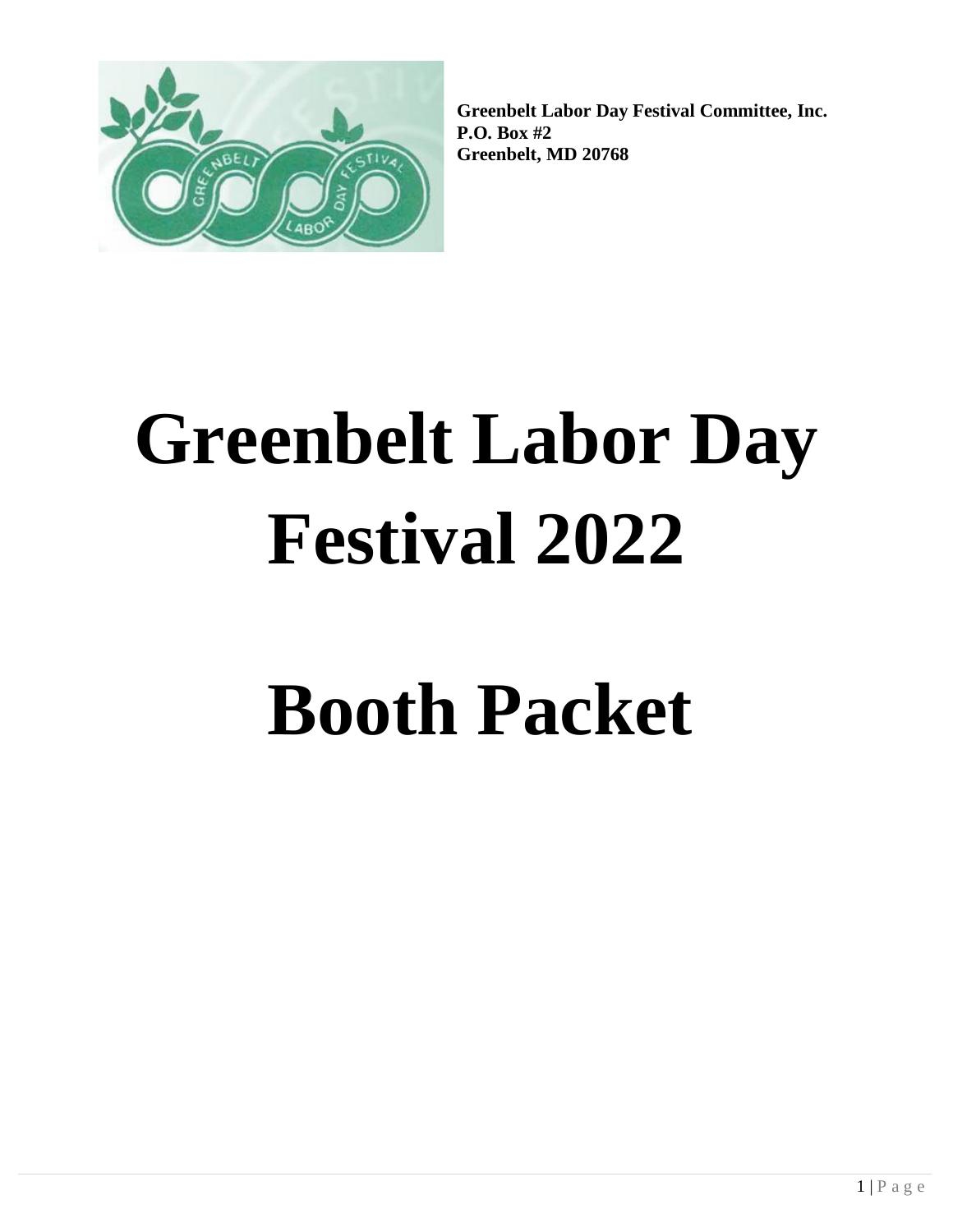**Greenbelt Labor Day Festival Committee, Inc.**
**P.O. Box #2**
**Greenbelt, MD 20768**

# Greenbelt Labor Day Festival 2022

# Booth Packet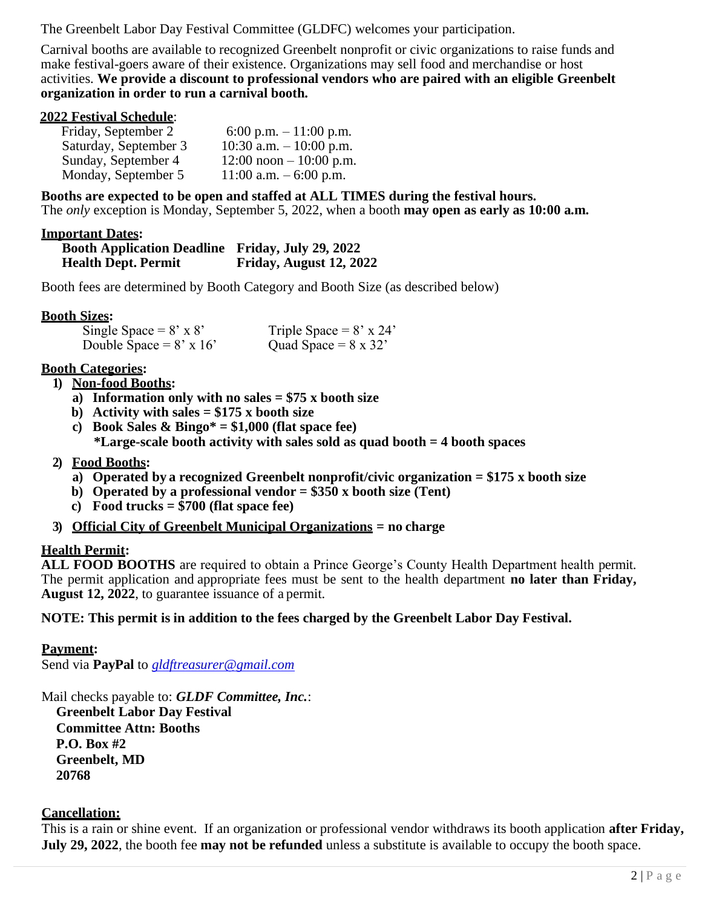The Greenbelt Labor Day Festival Committee (GLDFC) welcomes your participation.

Carnival booths are available to recognized Greenbelt nonprofit or civic organizations to raise funds and make festival-goers aware of their existence. Organizations may sell food and merchandise or host activities. **We provide a discount to professional vendors who are paired with an eligible Greenbelt organization in order to run a carnival booth.**

**2022 Festival Schedule**:

| | |
|---|---|
| Friday, September 2 | 6:00 p.m. – 11:00 p.m. |
| Saturday, September 3 | 10:30 a.m. – 10:00 p.m. |
| Sunday, September 4 | 12:00 noon – 10:00 p.m. |
| Monday, September 5 | 11:00 a.m. – 6:00 p.m. |

**Booths are expected to be open and staffed at ALL TIMES during the festival hours.**
The *only* exception is Monday, September 5, 2022, when a booth **may open as early as 10:00 a.m.**

**Important Dates:**

| | |
|---|---|
| **Booth Application Deadline** | **Friday, July 29, 2022** |
| **Health Dept. Permit** | **Friday, August 12, 2022** |

Booth fees are determined by Booth Category and Booth Size (as described below)

**Booth Sizes:**

| | |
|---|---|
| Single Space = 8' x 8' | Triple Space = 8' x 24' |
| Double Space = 8' x 16' | Quad Space = 8 x 32' |

**Booth Categories:**

1) **Non-food Booths:**
   a) **Information only with no sales = $75 x booth size**
   b) **Activity with sales = $175 x booth size**
   c) **Book Sales & Bingo* = $1,000 (flat space fee)**
      ***Large-scale booth activity with sales sold as quad booth = 4 booth spaces**
2) **Food Booths:**
   a) **Operated by a recognized Greenbelt nonprofit/civic organization = $175 x booth size**
   b) **Operated by a professional vendor = $350 x booth size (Tent)**
   c) **Food trucks = $700 (flat space fee)**
3) **Official City of Greenbelt Municipal Organizations = no charge**

**Health Permit:**
**ALL FOOD BOOTHS** are required to obtain a Prince George's County Health Department health permit. The permit application and appropriate fees must be sent to the health department **no later than Friday, August 12, 2022**, to guarantee issuance of a permit.

**NOTE: This permit is in addition to the fees charged by the Greenbelt Labor Day Festival.**

**Payment:**
Send via **PayPal** to *gldftreasurer@gmail.com*

Mail checks payable to: ***GLDF Committee, Inc.***:
**Greenbelt Labor Day Festival**
**Committee Attn: Booths**
**P.O. Box #2**
**Greenbelt, MD**
**20768**

**Cancellation:**
This is a rain or shine event. If an organization or professional vendor withdraws its booth application **after Friday, July 29, 2022**, the booth fee **may not be refunded** unless a substitute is available to occupy the booth space.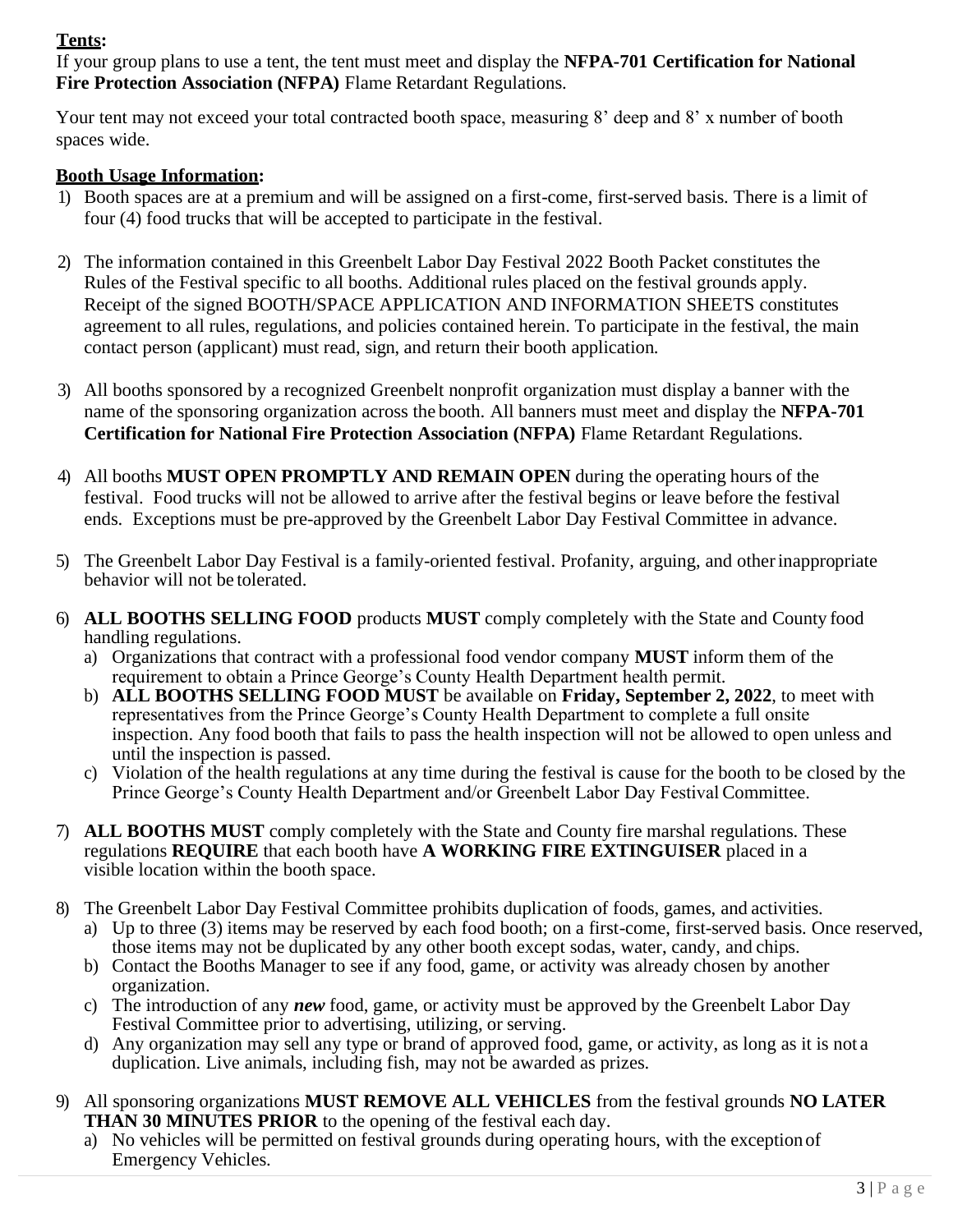**Tents:**

If your group plans to use a tent, the tent must meet and display the **NFPA-701 Certification for National Fire Protection Association (NFPA)** Flame Retardant Regulations.

Your tent may not exceed your total contracted booth space, measuring 8' deep and 8' x number of booth spaces wide.

**Booth Usage Information:**

1) Booth spaces are at a premium and will be assigned on a first-come, first-served basis. There is a limit of four (4) food trucks that will be accepted to participate in the festival.

2) The information contained in this Greenbelt Labor Day Festival 2022 Booth Packet constitutes the Rules of the Festival specific to all booths. Additional rules placed on the festival grounds apply. Receipt of the signed BOOTH/SPACE APPLICATION AND INFORMATION SHEETS constitutes agreement to all rules, regulations, and policies contained herein. To participate in the festival, the main contact person (applicant) must read, sign, and return their booth application.

3) All booths sponsored by a recognized Greenbelt nonprofit organization must display a banner with the name of the sponsoring organization across the booth. All banners must meet and display the **NFPA-701 Certification for National Fire Protection Association (NFPA)** Flame Retardant Regulations.

4) All booths **MUST OPEN PROMPTLY AND REMAIN OPEN** during the operating hours of the festival. Food trucks will not be allowed to arrive after the festival begins or leave before the festival ends. Exceptions must be pre-approved by the Greenbelt Labor Day Festival Committee in advance.

5) The Greenbelt Labor Day Festival is a family-oriented festival. Profanity, arguing, and other inappropriate behavior will not be tolerated.

6) **ALL BOOTHS SELLING FOOD** products **MUST** comply completely with the State and County food handling regulations.
   a) Organizations that contract with a professional food vendor company **MUST** inform them of the requirement to obtain a Prince George's County Health Department health permit.
   b) **ALL BOOTHS SELLING FOOD MUST** be available on **Friday, September 2, 2022**, to meet with representatives from the Prince George's County Health Department to complete a full onsite inspection. Any food booth that fails to pass the health inspection will not be allowed to open unless and until the inspection is passed.
   c) Violation of the health regulations at any time during the festival is cause for the booth to be closed by the Prince George's County Health Department and/or Greenbelt Labor Day Festival Committee.

7) **ALL BOOTHS MUST** comply completely with the State and County fire marshal regulations. These regulations **REQUIRE** that each booth have **A WORKING FIRE EXTINGUISER** placed in a visible location within the booth space.

8) The Greenbelt Labor Day Festival Committee prohibits duplication of foods, games, and activities.
   a) Up to three (3) items may be reserved by each food booth; on a first-come, first-served basis. Once reserved, those items may not be duplicated by any other booth except sodas, water, candy, and chips.
   b) Contact the Booths Manager to see if any food, game, or activity was already chosen by another organization.
   c) The introduction of any ***new*** food, game, or activity must be approved by the Greenbelt Labor Day Festival Committee prior to advertising, utilizing, or serving.
   d) Any organization may sell any type or brand of approved food, game, or activity, as long as it is not a duplication. Live animals, including fish, may not be awarded as prizes.

9) All sponsoring organizations **MUST REMOVE ALL VEHICLES** from the festival grounds **NO LATER THAN 30 MINUTES PRIOR** to the opening of the festival each day.
   a) No vehicles will be permitted on festival grounds during operating hours, with the exception of Emergency Vehicles.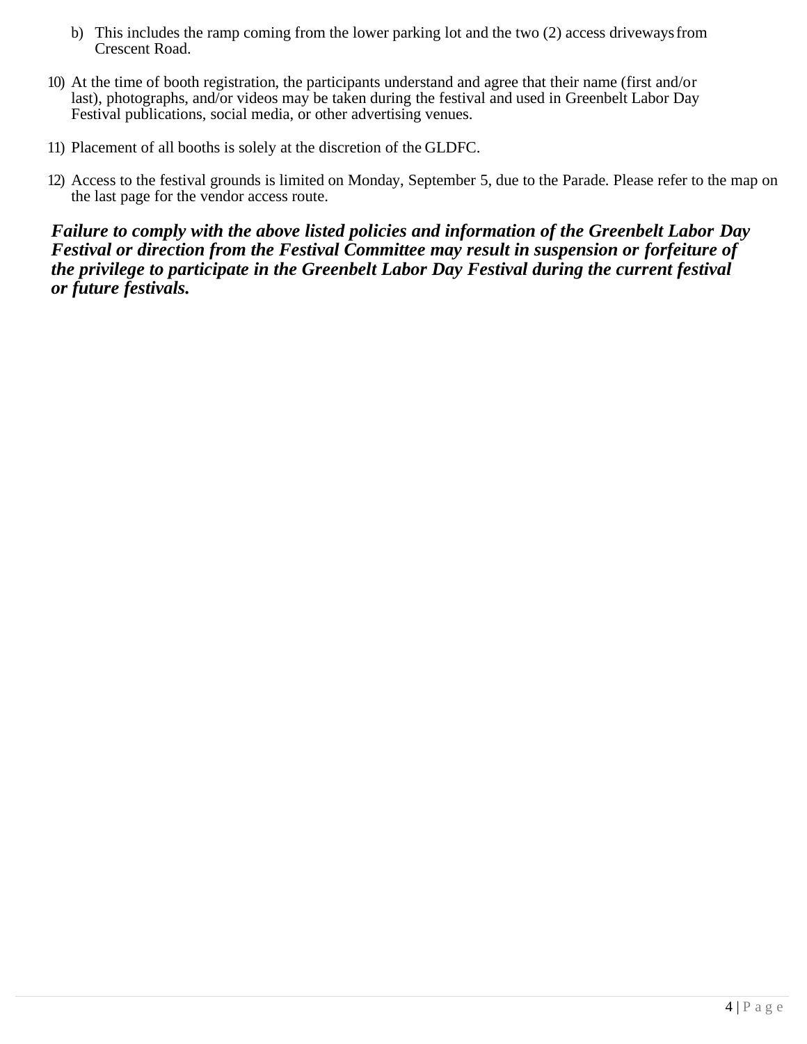b) This includes the ramp coming from the lower parking lot and the two (2) access driveways from Crescent Road.

10) At the time of booth registration, the participants understand and agree that their name (first and/or last), photographs, and/or videos may be taken during the festival and used in Greenbelt Labor Day Festival publications, social media, or other advertising venues.

11) Placement of all booths is solely at the discretion of the GLDFC.

12) Access to the festival grounds is limited on Monday, September 5, due to the Parade. Please refer to the map on the last page for the vendor access route.

***Failure to comply with the above listed policies and information of the Greenbelt Labor Day Festival or direction from the Festival Committee may result in suspension or forfeiture of the privilege to participate in the Greenbelt Labor Day Festival during the current festival or future festivals.***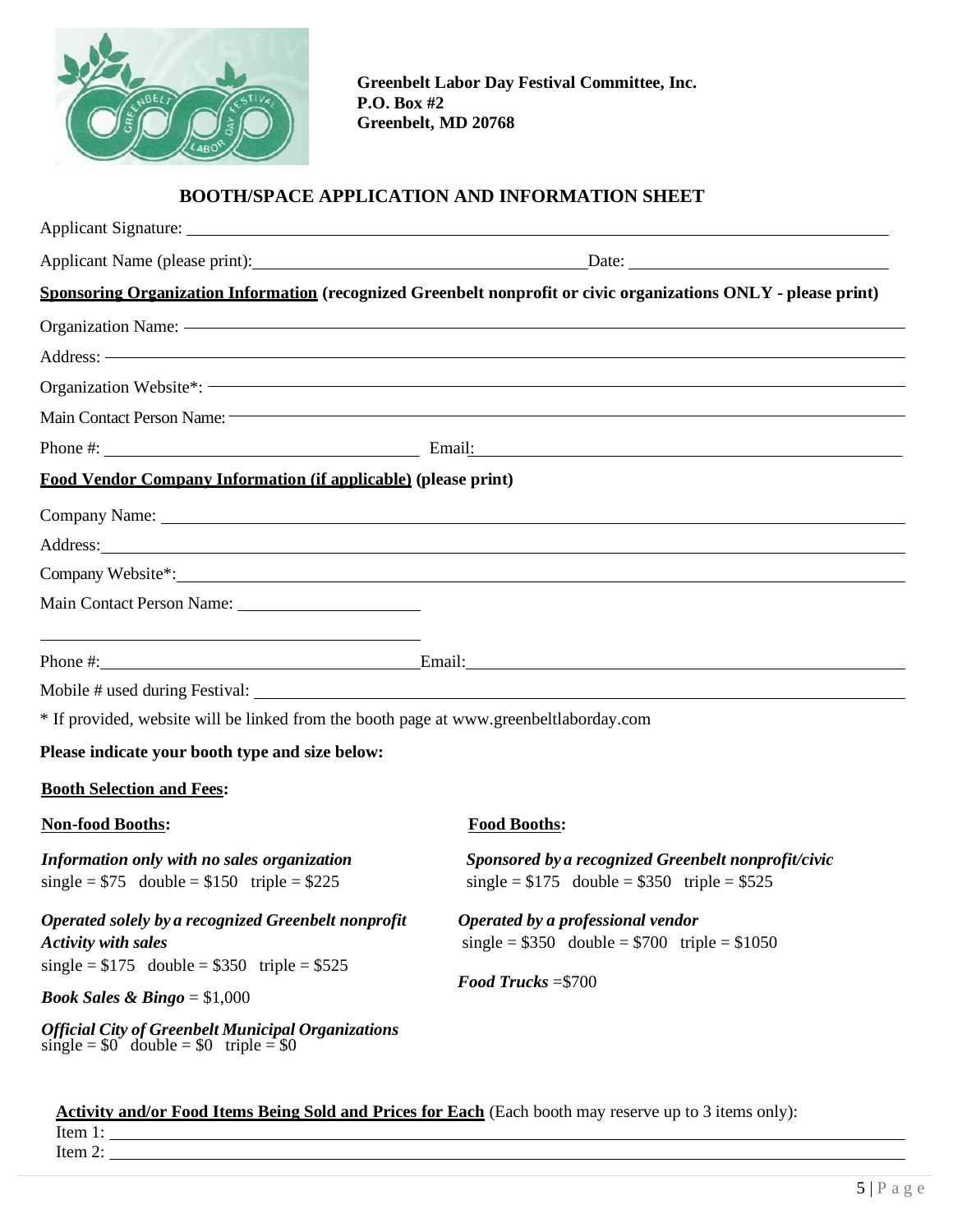**Greenbelt Labor Day Festival Committee, Inc.**
**P.O. Box #2**
**Greenbelt, MD 20768**

## BOOTH/SPACE APPLICATION AND INFORMATION SHEET

Applicant Signature: ______________________________

Applicant Name (please print): ______________________________ Date: ______________________________

**Sponsoring Organization Information (recognized Greenbelt nonprofit or civic organizations ONLY - please print)**

Organization Name: ______________________________

Address: ______________________________

Organization Website*: ______________________________

Main Contact Person Name: ______________________________

Phone #: ______________________________ Email: ______________________________

**Food Vendor Company Information (if applicable) (please print)**

Company Name: ______________________________

Address: ______________________________

Company Website*: ______________________________

Main Contact Person Name: ______________________________

Phone #: ______________________________ Email: ______________________________

Mobile # used during Festival: ______________________________

* If provided, website will be linked from the booth page at www.greenbeltlaborday.com

**Please indicate your booth type and size below:**

**Booth Selection and Fees:**

**Non-food Booths:**

***Information only with no sales organization***
single = $75 double = $150 triple = $225

***Operated solely by a recognized Greenbelt nonprofit Activity with sales***
single = $175 double = $350 triple = $525

***Book Sales & Bingo*** = $1,000

***Official City of Greenbelt Municipal Organizations***
single = $0 double = $0 triple = $0

**Food Booths:**

***Sponsored by a recognized Greenbelt nonprofit/civic***
single = $175 double = $350 triple = $525

***Operated by a professional vendor***
single = $350 double = $700 triple = $1050

***Food Trucks*** =$700

**Activity and/or Food Items Being Sold and Prices for Each** (Each booth may reserve up to 3 items only):

Item 1: ______________________________

Item 2: ______________________________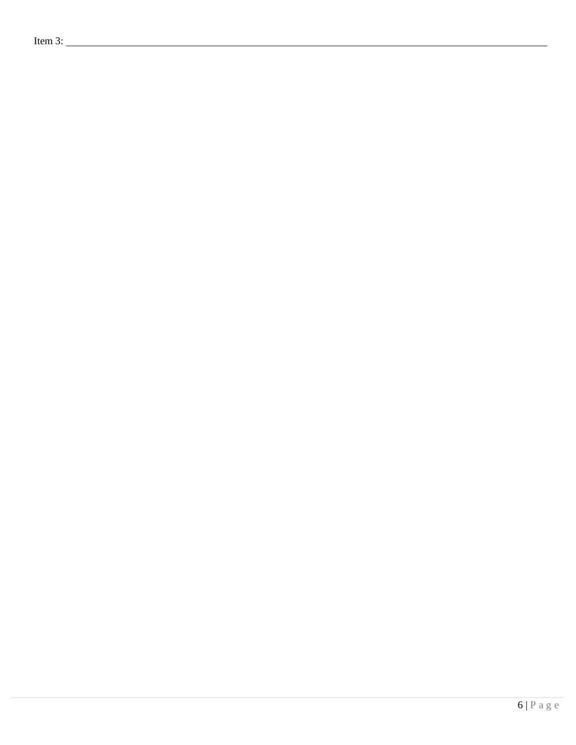Item 3: ______________________________________________________________________________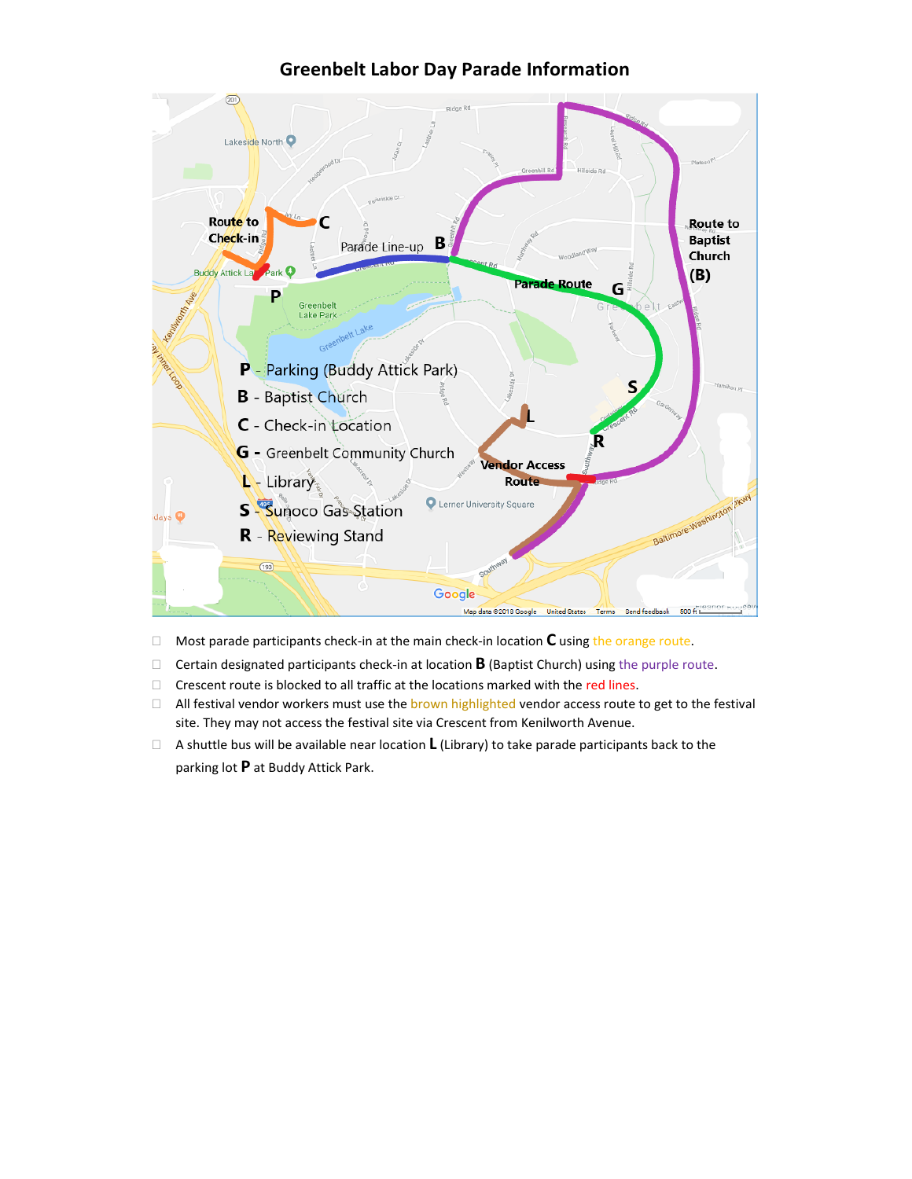# Greenbelt Labor Day Parade Information

Route to Check-in

C

Parade Line-up

B

Route to Baptist Church

(B)

Parade Route

G

P

S

L

R

Vendor Access Route

**P** - Parking (Buddy Attick Park)

**B** - Baptist Church

**C** - Check-in Location

**G** - Greenbelt Community Church

**L** - Library

**S** - Sunoco Gas Station

**R** - Reviewing Stand

- Most parade participants check-in at the main check-in location **C** using the orange route.
- Certain designated participants check-in at location **B** (Baptist Church) using the purple route.
- Crescent route is blocked to all traffic at the locations marked with the red lines.
- All festival vendor workers must use the brown highlighted vendor access route to get to the festival site. They may not access the festival site via Crescent from Kenilworth Avenue.
- A shuttle bus will be available near location **L** (Library) to take parade participants back to the parking lot **P** at Buddy Attick Park.